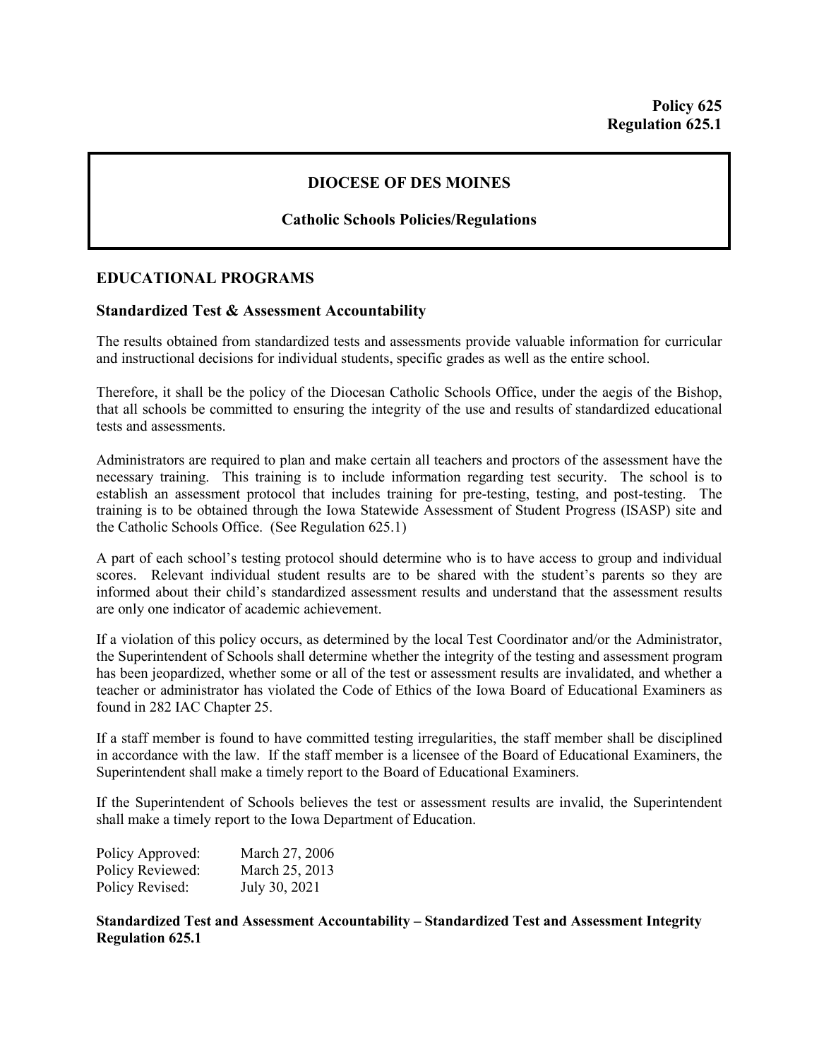**Policy 625**
**Regulation 625.1**

## DIOCESE OF DES MOINES

### Catholic Schools Policies/Regulations

## EDUCATIONAL PROGRAMS

### Standardized Test & Assessment Accountability

The results obtained from standardized tests and assessments provide valuable information for curricular and instructional decisions for individual students, specific grades as well as the entire school.

Therefore, it shall be the policy of the Diocesan Catholic Schools Office, under the aegis of the Bishop, that all schools be committed to ensuring the integrity of the use and results of standardized educational tests and assessments.

Administrators are required to plan and make certain all teachers and proctors of the assessment have the necessary training. This training is to include information regarding test security. The school is to establish an assessment protocol that includes training for pre-testing, testing, and post-testing. The training is to be obtained through the Iowa Statewide Assessment of Student Progress (ISASP) site and the Catholic Schools Office. (See Regulation 625.1)

A part of each school's testing protocol should determine who is to have access to group and individual scores. Relevant individual student results are to be shared with the student's parents so they are informed about their child's standardized assessment results and understand that the assessment results are only one indicator of academic achievement.

If a violation of this policy occurs, as determined by the local Test Coordinator and/or the Administrator, the Superintendent of Schools shall determine whether the integrity of the testing and assessment program has been jeopardized, whether some or all of the test or assessment results are invalidated, and whether a teacher or administrator has violated the Code of Ethics of the Iowa Board of Educational Examiners as found in 282 IAC Chapter 25.

If a staff member is found to have committed testing irregularities, the staff member shall be disciplined in accordance with the law. If the staff member is a licensee of the Board of Educational Examiners, the Superintendent shall make a timely report to the Board of Educational Examiners.

If the Superintendent of Schools believes the test or assessment results are invalid, the Superintendent shall make a timely report to the Iowa Department of Education.

Policy Approved: March 27, 2006
Policy Reviewed: March 25, 2013
Policy Revised: July 30, 2021

**Standardized Test and Assessment Accountability – Standardized Test and Assessment Integrity Regulation 625.1**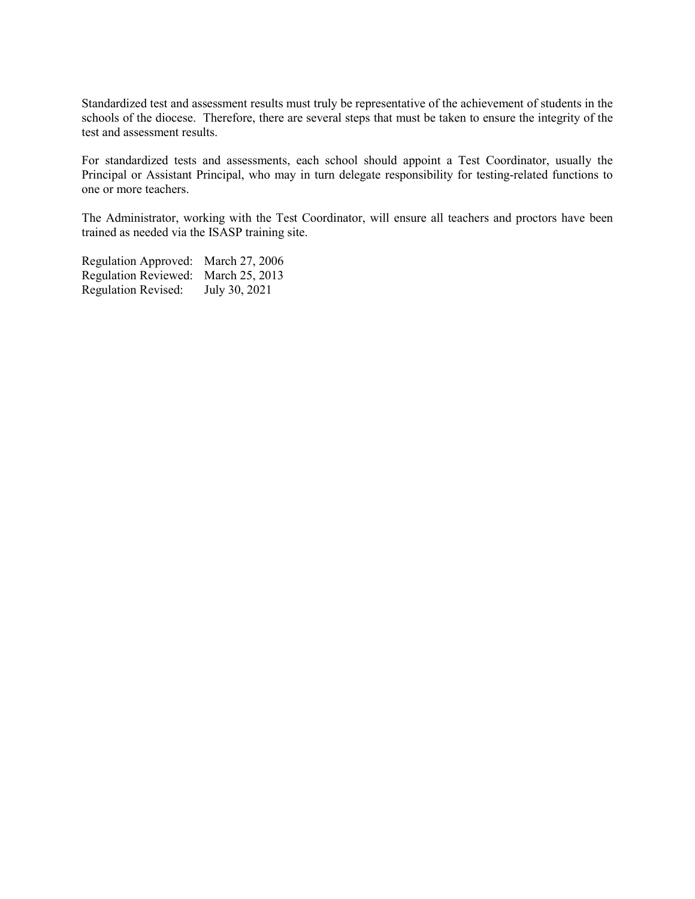Standardized test and assessment results must truly be representative of the achievement of students in the schools of the diocese. Therefore, there are several steps that must be taken to ensure the integrity of the test and assessment results.

For standardized tests and assessments, each school should appoint a Test Coordinator, usually the Principal or Assistant Principal, who may in turn delegate responsibility for testing-related functions to one or more teachers.

The Administrator, working with the Test Coordinator, will ensure all teachers and proctors have been trained as needed via the ISASP training site.

Regulation Approved: March 27, 2006
Regulation Reviewed: March 25, 2013
Regulation Revised: July 30, 2021